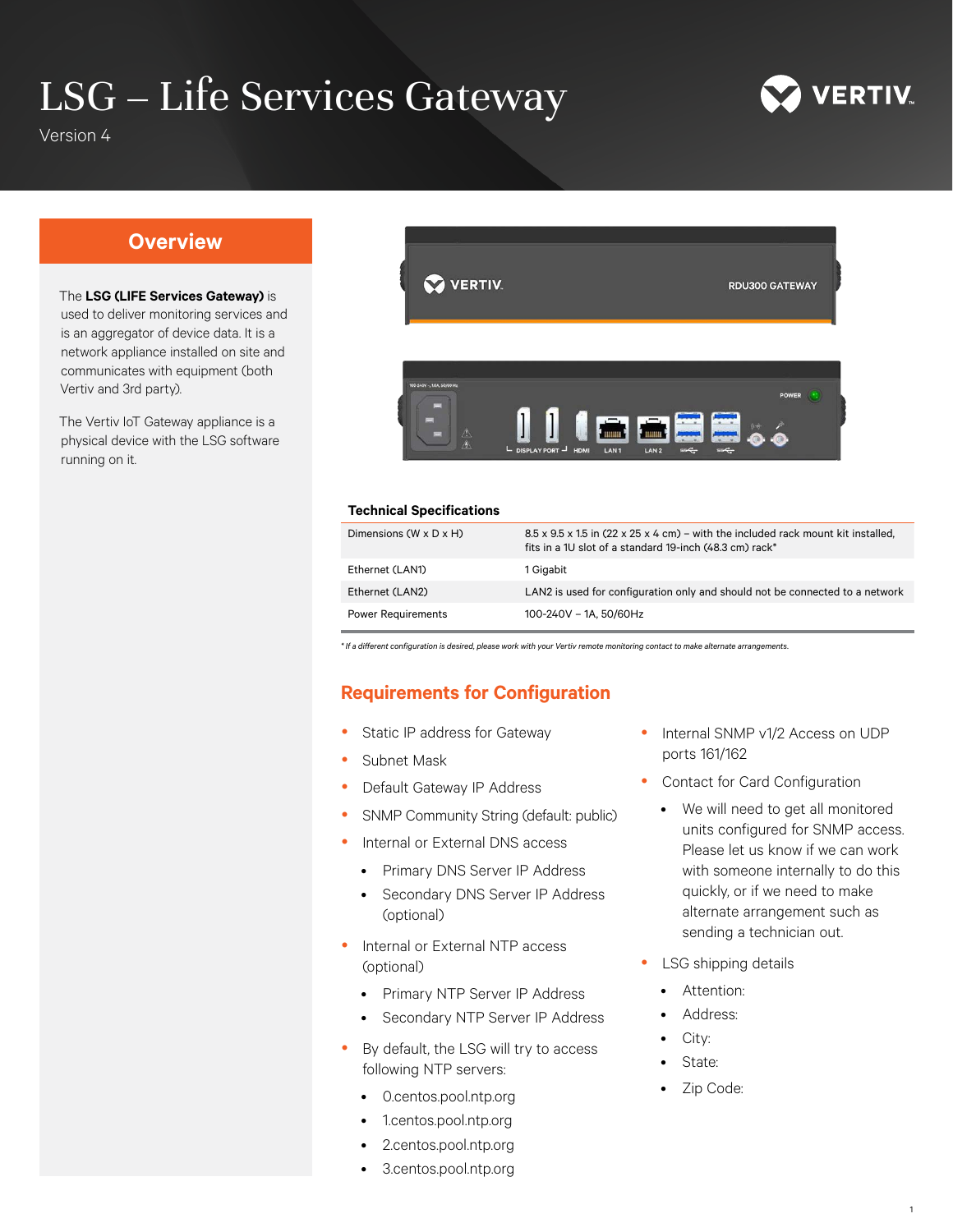# LSG – Life Services Gateway

Version 4

## Overview

The **LSG (LIFE Services Gateway)** is used to deliver monitoring services and is an aggregator of device data. It is a network appliance installed on site and communicates with equipment (both Vertiv and 3rd party).

The Vertiv IoT Gateway appliance is a physical device with the LSG software running on it.

### Technical Specifications

| | |
|---|---|
| Dimensions (W x D x H) | 8.5 x 9.5 x 1.5 in (22 x 25 x 4 cm) – with the included rack mount kit installed, fits in a 1U slot of a standard 19-inch (48.3 cm) rack* |
| Ethernet (LAN1) | 1 Gigabit |
| Ethernet (LAN2) | LAN2 is used for configuration only and should not be connected to a network |
| Power Requirements | 100-240V – 1A, 50/60Hz |

*\* If a different configuration is desired, please work with your Vertiv remote monitoring contact to make alternate arrangements.*

## Requirements for Configuration

- Static IP address for Gateway
- Subnet Mask
- Default Gateway IP Address
- SNMP Community String (default: public)
- Internal or External DNS access
  - Primary DNS Server IP Address
  - Secondary DNS Server IP Address (optional)
- Internal or External NTP access (optional)
  - Primary NTP Server IP Address
  - Secondary NTP Server IP Address
- By default, the LSG will try to access following NTP servers:
  - 0.centos.pool.ntp.org
  - 1.centos.pool.ntp.org
  - 2.centos.pool.ntp.org
  - 3.centos.pool.ntp.org
- Internal SNMP v1/2 Access on UDP ports 161/162
- Contact for Card Configuration
  - We will need to get all monitored units configured for SNMP access. Please let us know if we can work with someone internally to do this quickly, or if we need to make alternate arrangement such as sending a technician out.
- LSG shipping details
  - Attention:
  - Address:
  - City:
  - State:
  - Zip Code: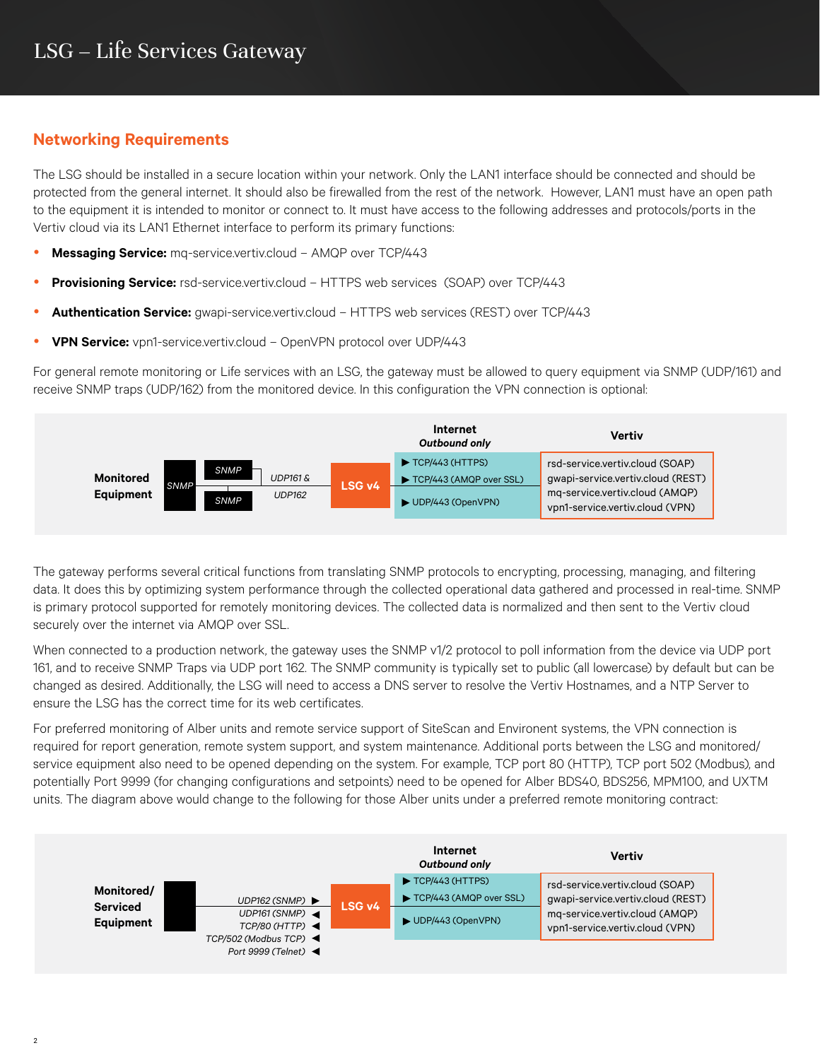# LSG – Life Services Gateway

## Networking Requirements

The LSG should be installed in a secure location within your network. Only the LAN1 interface should be connected and should be protected from the general internet. It should also be firewalled from the rest of the network. However, LAN1 must have an open path to the equipment it is intended to monitor or connect to. It must have access to the following addresses and protocols/ports in the Vertiv cloud via its LAN1 Ethernet interface to perform its primary functions:

- **Messaging Service:** mq-service.vertiv.cloud – AMQP over TCP/443
- **Provisioning Service:** rsd-service.vertiv.cloud – HTTPS web services (SOAP) over TCP/443
- **Authentication Service:** gwapi-service.vertiv.cloud – HTTPS web services (REST) over TCP/443
- **VPN Service:** vpn1-service.vertiv.cloud – OpenVPN protocol over UDP/443

For general remote monitoring or Life services with an LSG, the gateway must be allowed to query equipment via SNMP (UDP/161) and receive SNMP traps (UDP/162) from the monitored device. In this configuration the VPN connection is optional:

**Monitored Equipment** — SNMP — SNMP / SNMP — *UDP161 & UDP162* — **LSG v4**

| Internet *Outbound only* | Vertiv |
| --- | --- |
| ▶ TCP/443 (HTTPS) | rsd-service.vertiv.cloud (SOAP) |
| ▶ TCP/443 (AMQP over SSL) | gwapi-service.vertiv.cloud (REST) |
| | mq-service.vertiv.cloud (AMQP) |
| ▶ UDP/443 (OpenVPN) | vpn1-service.vertiv.cloud (VPN) |

The gateway performs several critical functions from translating SNMP protocols to encrypting, processing, managing, and filtering data. It does this by optimizing system performance through the collected operational data gathered and processed in real-time. SNMP is primary protocol supported for remotely monitoring devices. The collected data is normalized and then sent to the Vertiv cloud securely over the internet via AMQP over SSL.

When connected to a production network, the gateway uses the SNMP v1/2 protocol to poll information from the device via UDP port 161, and to receive SNMP Traps via UDP port 162. The SNMP community is typically set to public (all lowercase) by default but can be changed as desired. Additionally, the LSG will need to access a DNS server to resolve the Vertiv Hostnames, and a NTP Server to ensure the LSG has the correct time for its web certificates.

For preferred monitoring of Alber units and remote service support of SiteScan and Environent systems, the VPN connection is required for report generation, remote system support, and system maintenance. Additional ports between the LSG and monitored/service equipment also need to be opened depending on the system. For example, TCP port 80 (HTTP), TCP port 502 (Modbus), and potentially Port 9999 (for changing configurations and setpoints) need to be opened for Alber BDS40, BDS256, MPM100, and UXTM units. The diagram above would change to the following for those Alber units under a preferred remote monitoring contract:

**Monitored/ Serviced Equipment** — *UDP162 (SNMP)* ▶ / *UDP161 (SNMP)* ◀ / *TCP/80 (HTTP)* ◀ / *TCP/502 (Modbus TCP)* ◀ / *Port 9999 (Telnet)* ◀ — **LSG v4**

| Internet *Outbound only* | Vertiv |
| --- | --- |
| ▶ TCP/443 (HTTPS) | rsd-service.vertiv.cloud (SOAP) |
| ▶ TCP/443 (AMQP over SSL) | gwapi-service.vertiv.cloud (REST) |
| | mq-service.vertiv.cloud (AMQP) |
| ▶ UDP/443 (OpenVPN) | vpn1-service.vertiv.cloud (VPN) |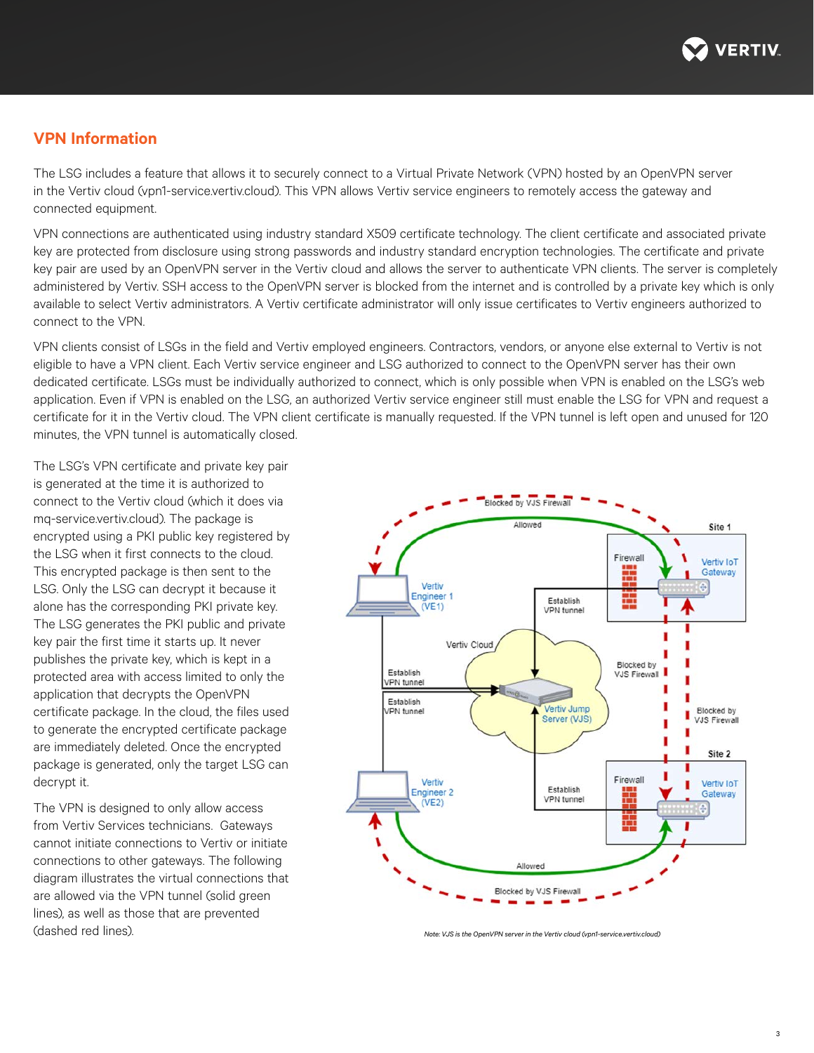## VPN Information

The LSG includes a feature that allows it to securely connect to a Virtual Private Network (VPN) hosted by an OpenVPN server in the Vertiv cloud (vpn1-service.vertiv.cloud). This VPN allows Vertiv service engineers to remotely access the gateway and connected equipment.

VPN connections are authenticated using industry standard X509 certificate technology. The client certificate and associated private key are protected from disclosure using strong passwords and industry standard encryption technologies. The certificate and private key pair are used by an OpenVPN server in the Vertiv cloud and allows the server to authenticate VPN clients. The server is completely administered by Vertiv. SSH access to the OpenVPN server is blocked from the internet and is controlled by a private key which is only available to select Vertiv administrators. A Vertiv certificate administrator will only issue certificates to Vertiv engineers authorized to connect to the VPN.

VPN clients consist of LSGs in the field and Vertiv employed engineers. Contractors, vendors, or anyone else external to Vertiv is not eligible to have a VPN client. Each Vertiv service engineer and LSG authorized to connect to the OpenVPN server has their own dedicated certificate. LSGs must be individually authorized to connect, which is only possible when VPN is enabled on the LSG's web application. Even if VPN is enabled on the LSG, an authorized Vertiv service engineer still must enable the LSG for VPN and request a certificate for it in the Vertiv cloud. The VPN client certificate is manually requested. If the VPN tunnel is left open and unused for 120 minutes, the VPN tunnel is automatically closed.

The LSG's VPN certificate and private key pair is generated at the time it is authorized to connect to the Vertiv cloud (which it does via mq-service.vertiv.cloud). The package is encrypted using a PKI public key registered by the LSG when it first connects to the cloud. This encrypted package is then sent to the LSG. Only the LSG can decrypt it because it alone has the corresponding PKI private key. The LSG generates the PKI public and private key pair the first time it starts up. It never publishes the private key, which is kept in a protected area with access limited to only the application that decrypts the OpenVPN certificate package. In the cloud, the files used to generate the encrypted certificate package are immediately deleted. Once the encrypted package is generated, only the target LSG can decrypt it.

The VPN is designed to only allow access from Vertiv Services technicians. Gateways cannot initiate connections to Vertiv or initiate connections to other gateways. The following diagram illustrates the virtual connections that are allowed via the VPN tunnel (solid green lines), as well as those that are prevented (dashed red lines).

*Note: VJS is the OpenVPN server in the Vertiv cloud (vpn1-service.vertiv.cloud)*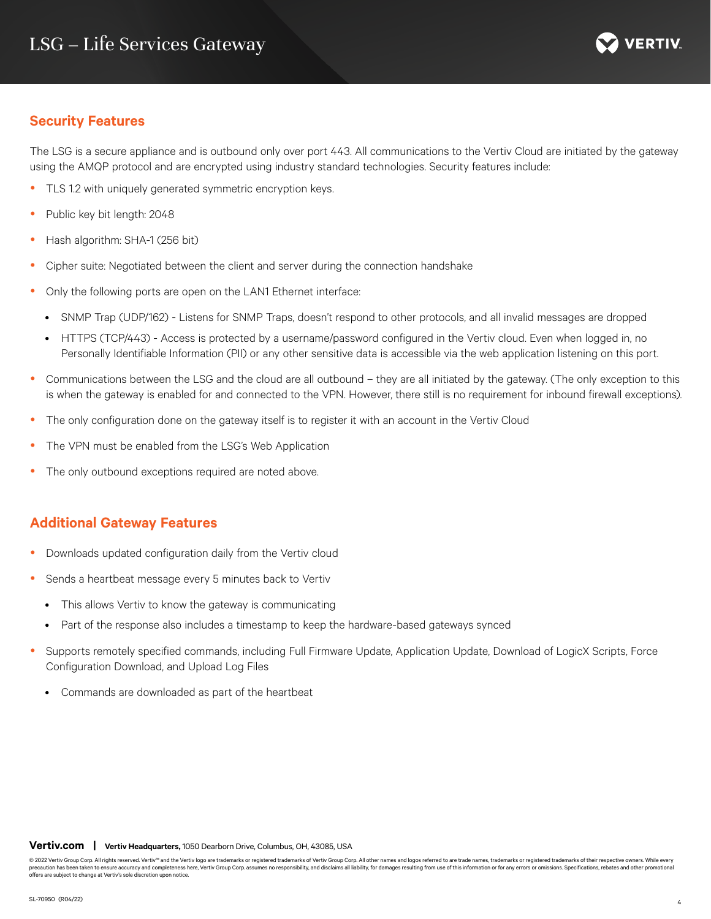## Security Features

The LSG is a secure appliance and is outbound only over port 443. All communications to the Vertiv Cloud are initiated by the gateway using the AMQP protocol and are encrypted using industry standard technologies. Security features include:

- TLS 1.2 with uniquely generated symmetric encryption keys.
- Public key bit length: 2048
- Hash algorithm: SHA-1 (256 bit)
- Cipher suite: Negotiated between the client and server during the connection handshake
- Only the following ports are open on the LAN1 Ethernet interface:
  - SNMP Trap (UDP/162) - Listens for SNMP Traps, doesn't respond to other protocols, and all invalid messages are dropped
  - HTTPS (TCP/443) - Access is protected by a username/password configured in the Vertiv cloud. Even when logged in, no Personally Identifiable Information (PII) or any other sensitive data is accessible via the web application listening on this port.
- Communications between the LSG and the cloud are all outbound – they are all initiated by the gateway. (The only exception to this is when the gateway is enabled for and connected to the VPN. However, there still is no requirement for inbound firewall exceptions).
- The only configuration done on the gateway itself is to register it with an account in the Vertiv Cloud
- The VPN must be enabled from the LSG's Web Application
- The only outbound exceptions required are noted above.

## Additional Gateway Features

- Downloads updated configuration daily from the Vertiv cloud
- Sends a heartbeat message every 5 minutes back to Vertiv
  - This allows Vertiv to know the gateway is communicating
  - Part of the response also includes a timestamp to keep the hardware-based gateways synced
- Supports remotely specified commands, including Full Firmware Update, Application Update, Download of LogicX Scripts, Force Configuration Download, and Upload Log Files
  - Commands are downloaded as part of the heartbeat